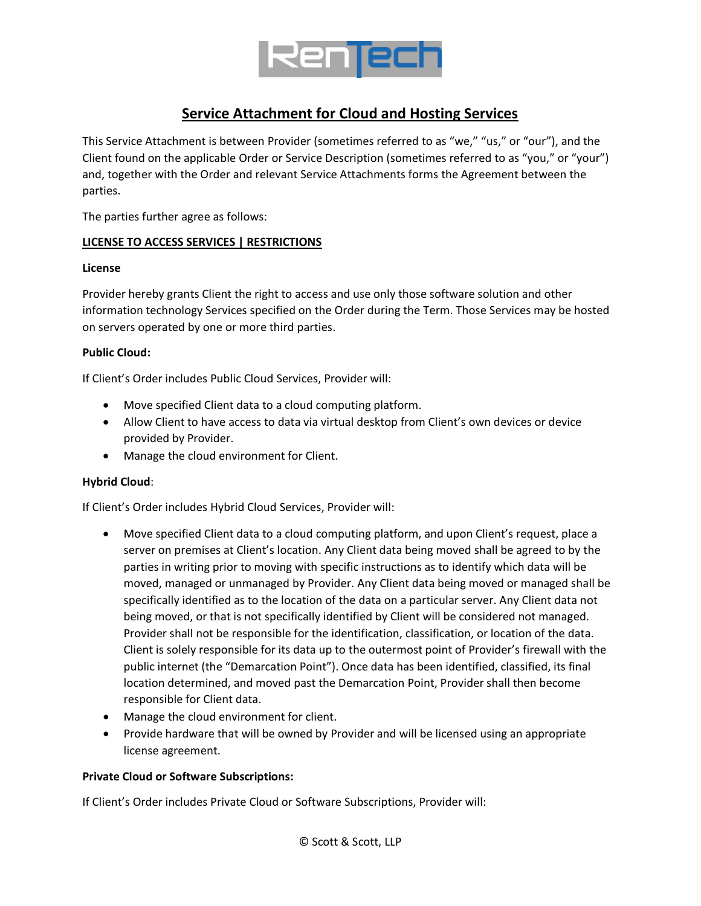# Service Attachment for Cloud and Hosting Services

This Service Attachment is between Provider (sometimes referred to as "we," "us," or "our"), and the Client found on the applicable Order or Service Description (sometimes referred to as "you," or "your") and, together with the Order and relevant Service Attachments forms the Agreement between the parties.

The parties further agree as follows:

## LICENSE TO ACCESS SERVICES | RESTRICTIONS

### License

Provider hereby grants Client the right to access and use only those software solution and other information technology Services specified on the Order during the Term. Those Services may be hosted on servers operated by one or more third parties.

### Public Cloud:

If Client's Order includes Public Cloud Services, Provider will:

- Move specified Client data to a cloud computing platform.
- Allow Client to have access to data via virtual desktop from Client's own devices or device provided by Provider.
- Manage the cloud environment for Client.

### Hybrid Cloud:

If Client's Order includes Hybrid Cloud Services, Provider will:

- Move specified Client data to a cloud computing platform, and upon Client's request, place a server on premises at Client's location. Any Client data being moved shall be agreed to by the parties in writing prior to moving with specific instructions as to identify which data will be moved, managed or unmanaged by Provider. Any Client data being moved or managed shall be specifically identified as to the location of the data on a particular server. Any Client data not being moved, or that is not specifically identified by Client will be considered not managed. Provider shall not be responsible for the identification, classification, or location of the data. Client is solely responsible for its data up to the outermost point of Provider's firewall with the public internet (the "Demarcation Point"). Once data has been identified, classified, its final location determined, and moved past the Demarcation Point, Provider shall then become responsible for Client data.
- Manage the cloud environment for client.
- Provide hardware that will be owned by Provider and will be licensed using an appropriate license agreement.

### Private Cloud or Software Subscriptions:

If Client's Order includes Private Cloud or Software Subscriptions, Provider will: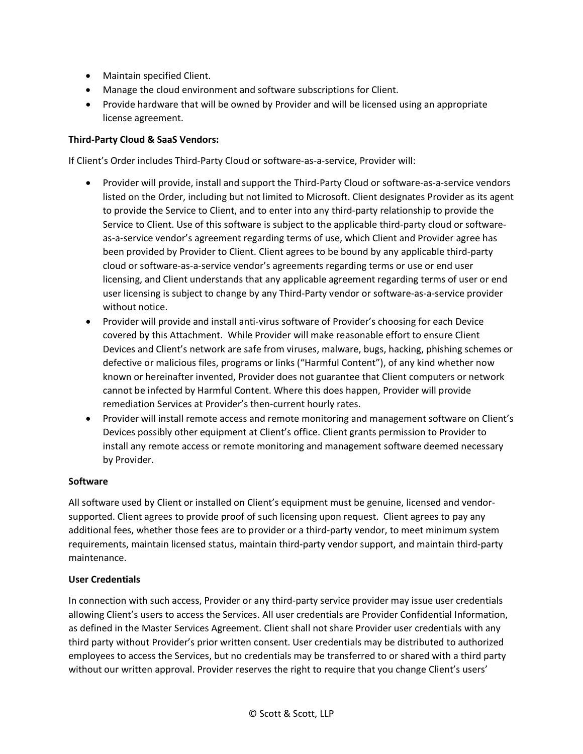- Maintain specified Client.
- Manage the cloud environment and software subscriptions for Client.
- Provide hardware that will be owned by Provider and will be licensed using an appropriate license agreement.

**Third-Party Cloud & SaaS Vendors:**

If Client's Order includes Third-Party Cloud or software-as-a-service, Provider will:

- Provider will provide, install and support the Third-Party Cloud or software-as-a-service vendors listed on the Order, including but not limited to Microsoft. Client designates Provider as its agent to provide the Service to Client, and to enter into any third-party relationship to provide the Service to Client. Use of this software is subject to the applicable third-party cloud or software-as-a-service vendor's agreement regarding terms of use, which Client and Provider agree has been provided by Provider to Client. Client agrees to be bound by any applicable third-party cloud or software-as-a-service vendor's agreements regarding terms or use or end user licensing, and Client understands that any applicable agreement regarding terms of user or end user licensing is subject to change by any Third-Party vendor or software-as-a-service provider without notice.
- Provider will provide and install anti-virus software of Provider's choosing for each Device covered by this Attachment. While Provider will make reasonable effort to ensure Client Devices and Client's network are safe from viruses, malware, bugs, hacking, phishing schemes or defective or malicious files, programs or links ("Harmful Content"), of any kind whether now known or hereinafter invented, Provider does not guarantee that Client computers or network cannot be infected by Harmful Content. Where this does happen, Provider will provide remediation Services at Provider's then-current hourly rates.
- Provider will install remote access and remote monitoring and management software on Client's Devices possibly other equipment at Client's office. Client grants permission to Provider to install any remote access or remote monitoring and management software deemed necessary by Provider.

**Software**

All software used by Client or installed on Client's equipment must be genuine, licensed and vendor-supported. Client agrees to provide proof of such licensing upon request. Client agrees to pay any additional fees, whether those fees are to provider or a third-party vendor, to meet minimum system requirements, maintain licensed status, maintain third-party vendor support, and maintain third-party maintenance.

**User Credentials**

In connection with such access, Provider or any third-party service provider may issue user credentials allowing Client's users to access the Services. All user credentials are Provider Confidential Information, as defined in the Master Services Agreement. Client shall not share Provider user credentials with any third party without Provider's prior written consent. User credentials may be distributed to authorized employees to access the Services, but no credentials may be transferred to or shared with a third party without our written approval. Provider reserves the right to require that you change Client's users'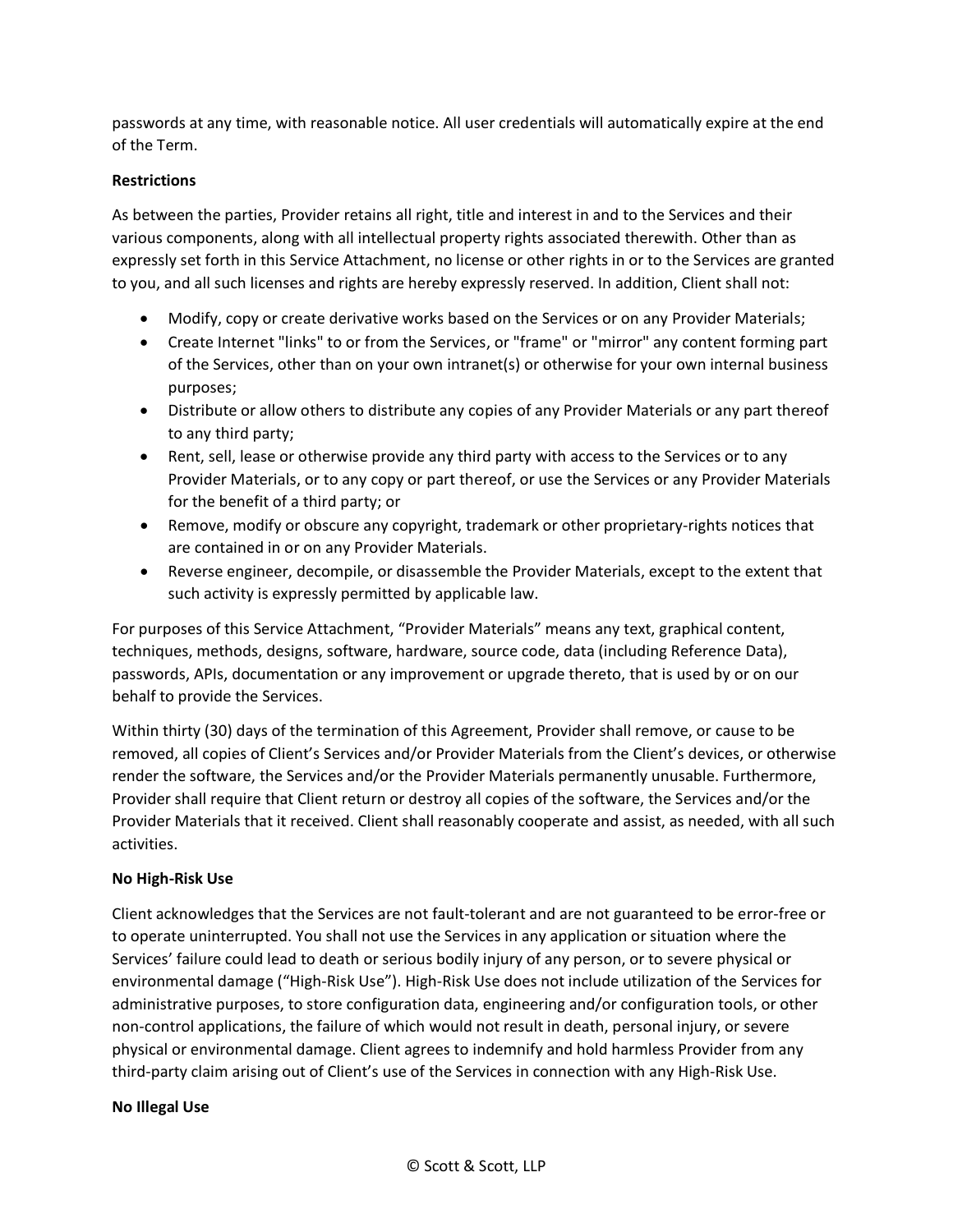passwords at any time, with reasonable notice. All user credentials will automatically expire at the end of the Term.

**Restrictions**

As between the parties, Provider retains all right, title and interest in and to the Services and their various components, along with all intellectual property rights associated therewith. Other than as expressly set forth in this Service Attachment, no license or other rights in or to the Services are granted to you, and all such licenses and rights are hereby expressly reserved. In addition, Client shall not:

- Modify, copy or create derivative works based on the Services or on any Provider Materials;
- Create Internet "links" to or from the Services, or "frame" or "mirror" any content forming part of the Services, other than on your own intranet(s) or otherwise for your own internal business purposes;
- Distribute or allow others to distribute any copies of any Provider Materials or any part thereof to any third party;
- Rent, sell, lease or otherwise provide any third party with access to the Services or to any Provider Materials, or to any copy or part thereof, or use the Services or any Provider Materials for the benefit of a third party; or
- Remove, modify or obscure any copyright, trademark or other proprietary-rights notices that are contained in or on any Provider Materials.
- Reverse engineer, decompile, or disassemble the Provider Materials, except to the extent that such activity is expressly permitted by applicable law.

For purposes of this Service Attachment, "Provider Materials" means any text, graphical content, techniques, methods, designs, software, hardware, source code, data (including Reference Data), passwords, APIs, documentation or any improvement or upgrade thereto, that is used by or on our behalf to provide the Services.

Within thirty (30) days of the termination of this Agreement, Provider shall remove, or cause to be removed, all copies of Client's Services and/or Provider Materials from the Client's devices, or otherwise render the software, the Services and/or the Provider Materials permanently unusable. Furthermore, Provider shall require that Client return or destroy all copies of the software, the Services and/or the Provider Materials that it received. Client shall reasonably cooperate and assist, as needed, with all such activities.

**No High-Risk Use**

Client acknowledges that the Services are not fault-tolerant and are not guaranteed to be error-free or to operate uninterrupted. You shall not use the Services in any application or situation where the Services' failure could lead to death or serious bodily injury of any person, or to severe physical or environmental damage ("High-Risk Use"). High-Risk Use does not include utilization of the Services for administrative purposes, to store configuration data, engineering and/or configuration tools, or other non-control applications, the failure of which would not result in death, personal injury, or severe physical or environmental damage. Client agrees to indemnify and hold harmless Provider from any third-party claim arising out of Client's use of the Services in connection with any High-Risk Use.

**No Illegal Use**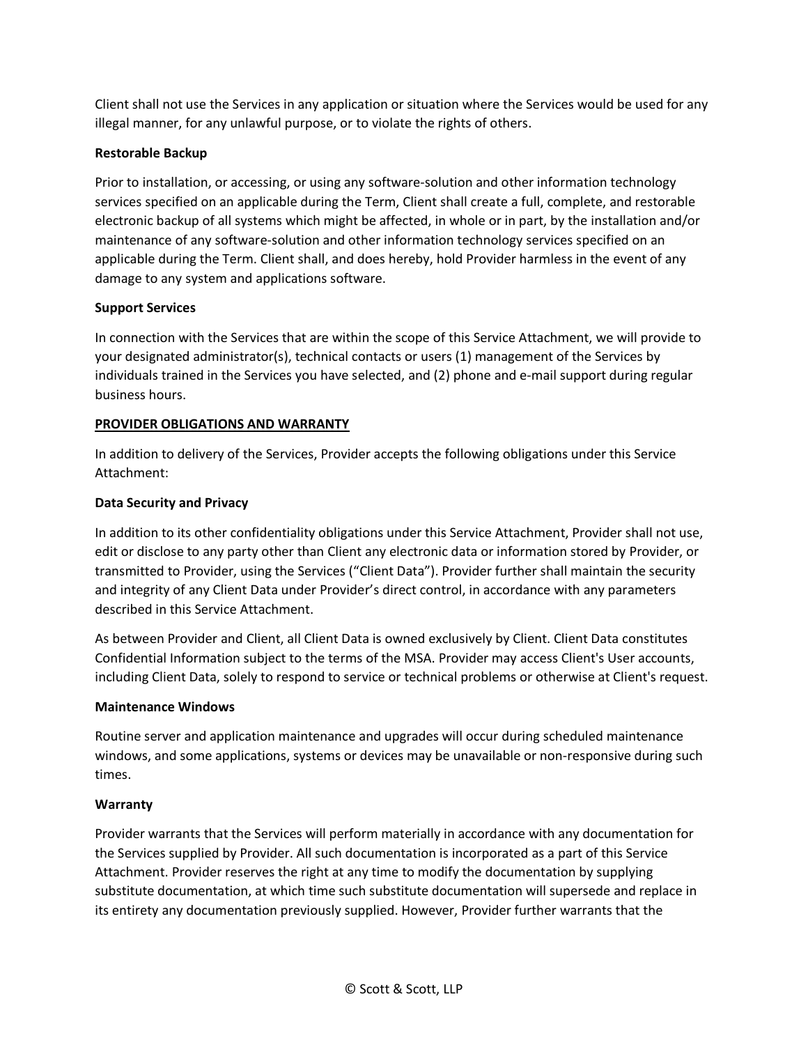Client shall not use the Services in any application or situation where the Services would be used for any illegal manner, for any unlawful purpose, or to violate the rights of others.

**Restorable Backup**

Prior to installation, or accessing, or using any software-solution and other information technology services specified on an applicable during the Term, Client shall create a full, complete, and restorable electronic backup of all systems which might be affected, in whole or in part, by the installation and/or maintenance of any software-solution and other information technology services specified on an applicable during the Term. Client shall, and does hereby, hold Provider harmless in the event of any damage to any system and applications software.

**Support Services**

In connection with the Services that are within the scope of this Service Attachment, we will provide to your designated administrator(s), technical contacts or users (1) management of the Services by individuals trained in the Services you have selected, and (2) phone and e-mail support during regular business hours.

**<u>PROVIDER OBLIGATIONS AND WARRANTY</u>**

In addition to delivery of the Services, Provider accepts the following obligations under this Service Attachment:

**Data Security and Privacy**

In addition to its other confidentiality obligations under this Service Attachment, Provider shall not use, edit or disclose to any party other than Client any electronic data or information stored by Provider, or transmitted to Provider, using the Services ("Client Data"). Provider further shall maintain the security and integrity of any Client Data under Provider's direct control, in accordance with any parameters described in this Service Attachment.

As between Provider and Client, all Client Data is owned exclusively by Client. Client Data constitutes Confidential Information subject to the terms of the MSA. Provider may access Client's User accounts, including Client Data, solely to respond to service or technical problems or otherwise at Client's request.

**Maintenance Windows**

Routine server and application maintenance and upgrades will occur during scheduled maintenance windows, and some applications, systems or devices may be unavailable or non-responsive during such times.

**Warranty**

Provider warrants that the Services will perform materially in accordance with any documentation for the Services supplied by Provider. All such documentation is incorporated as a part of this Service Attachment. Provider reserves the right at any time to modify the documentation by supplying substitute documentation, at which time such substitute documentation will supersede and replace in its entirety any documentation previously supplied. However, Provider further warrants that the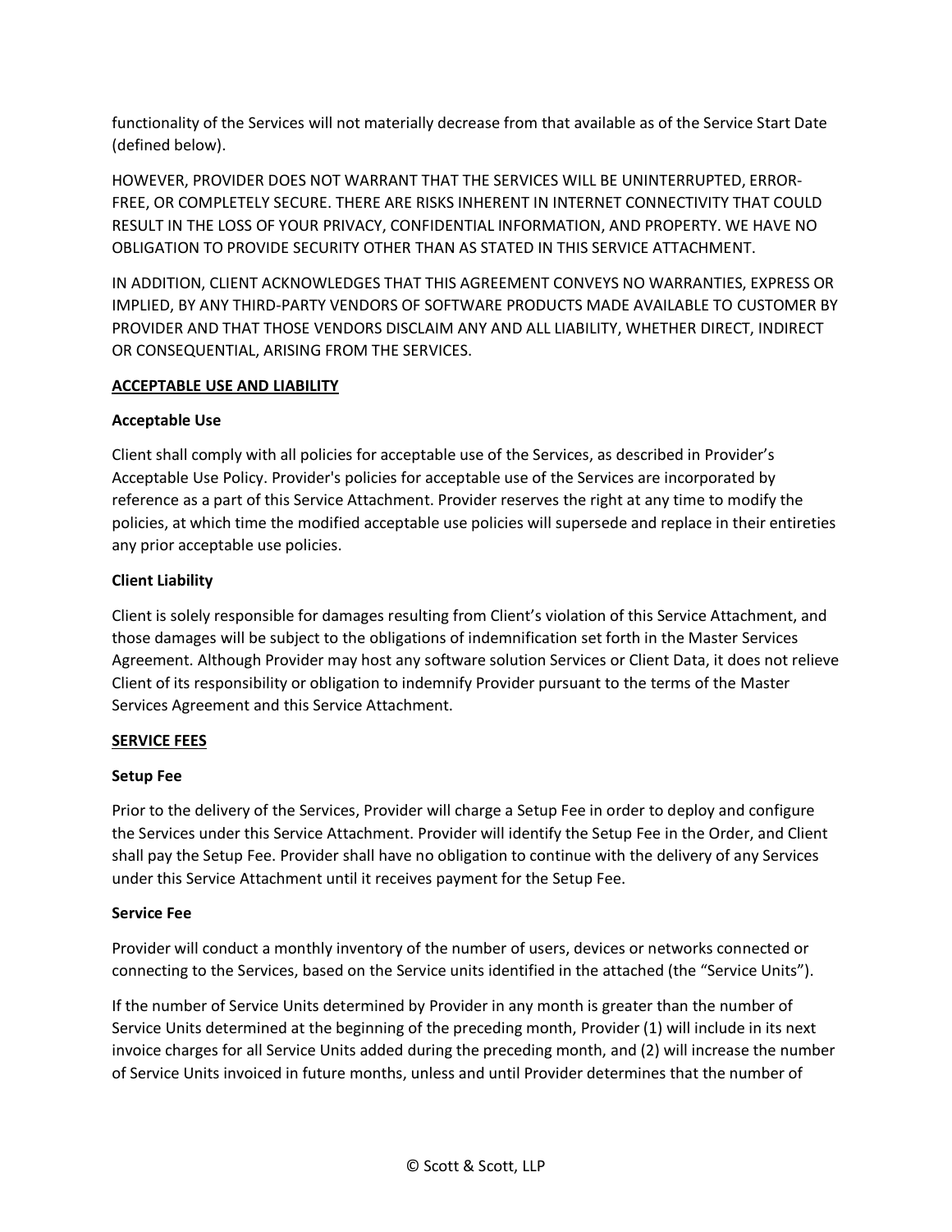functionality of the Services will not materially decrease from that available as of the Service Start Date (defined below).

HOWEVER, PROVIDER DOES NOT WARRANT THAT THE SERVICES WILL BE UNINTERRUPTED, ERROR-FREE, OR COMPLETELY SECURE. THERE ARE RISKS INHERENT IN INTERNET CONNECTIVITY THAT COULD RESULT IN THE LOSS OF YOUR PRIVACY, CONFIDENTIAL INFORMATION, AND PROPERTY. WE HAVE NO OBLIGATION TO PROVIDE SECURITY OTHER THAN AS STATED IN THIS SERVICE ATTACHMENT.

IN ADDITION, CLIENT ACKNOWLEDGES THAT THIS AGREEMENT CONVEYS NO WARRANTIES, EXPRESS OR IMPLIED, BY ANY THIRD-PARTY VENDORS OF SOFTWARE PRODUCTS MADE AVAILABLE TO CUSTOMER BY PROVIDER AND THAT THOSE VENDORS DISCLAIM ANY AND ALL LIABILITY, WHETHER DIRECT, INDIRECT OR CONSEQUENTIAL, ARISING FROM THE SERVICES.

## ACCEPTABLE USE AND LIABILITY

### Acceptable Use

Client shall comply with all policies for acceptable use of the Services, as described in Provider's Acceptable Use Policy. Provider's policies for acceptable use of the Services are incorporated by reference as a part of this Service Attachment. Provider reserves the right at any time to modify the policies, at which time the modified acceptable use policies will supersede and replace in their entireties any prior acceptable use policies.

### Client Liability

Client is solely responsible for damages resulting from Client's violation of this Service Attachment, and those damages will be subject to the obligations of indemnification set forth in the Master Services Agreement. Although Provider may host any software solution Services or Client Data, it does not relieve Client of its responsibility or obligation to indemnify Provider pursuant to the terms of the Master Services Agreement and this Service Attachment.

## SERVICE FEES

### Setup Fee

Prior to the delivery of the Services, Provider will charge a Setup Fee in order to deploy and configure the Services under this Service Attachment. Provider will identify the Setup Fee in the Order, and Client shall pay the Setup Fee. Provider shall have no obligation to continue with the delivery of any Services under this Service Attachment until it receives payment for the Setup Fee.

### Service Fee

Provider will conduct a monthly inventory of the number of users, devices or networks connected or connecting to the Services, based on the Service units identified in the attached (the "Service Units").

If the number of Service Units determined by Provider in any month is greater than the number of Service Units determined at the beginning of the preceding month, Provider (1) will include in its next invoice charges for all Service Units added during the preceding month, and (2) will increase the number of Service Units invoiced in future months, unless and until Provider determines that the number of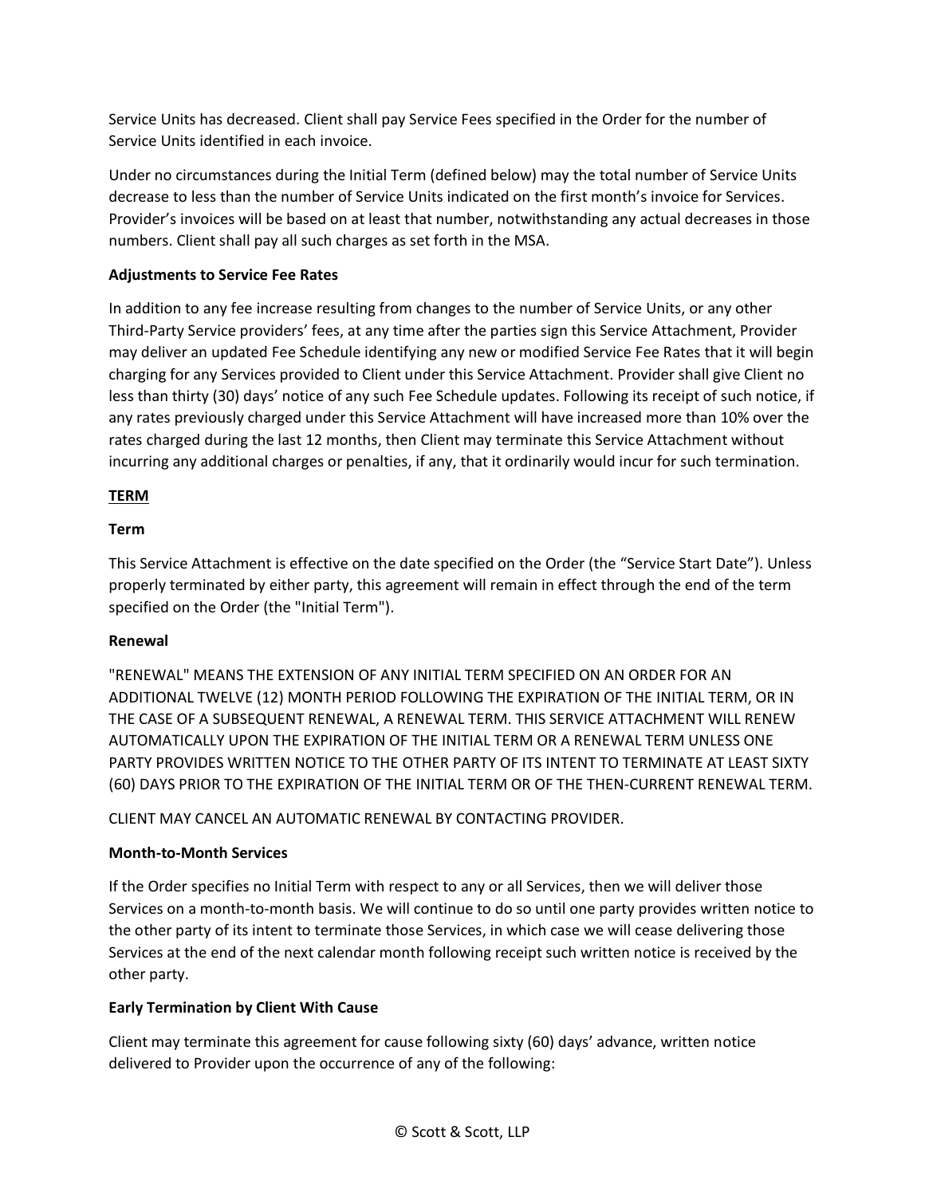Service Units has decreased. Client shall pay Service Fees specified in the Order for the number of Service Units identified in each invoice.

Under no circumstances during the Initial Term (defined below) may the total number of Service Units decrease to less than the number of Service Units indicated on the first month's invoice for Services. Provider's invoices will be based on at least that number, notwithstanding any actual decreases in those numbers. Client shall pay all such charges as set forth in the MSA.

**Adjustments to Service Fee Rates**

In addition to any fee increase resulting from changes to the number of Service Units, or any other Third-Party Service providers' fees, at any time after the parties sign this Service Attachment, Provider may deliver an updated Fee Schedule identifying any new or modified Service Fee Rates that it will begin charging for any Services provided to Client under this Service Attachment. Provider shall give Client no less than thirty (30) days' notice of any such Fee Schedule updates. Following its receipt of such notice, if any rates previously charged under this Service Attachment will have increased more than 10% over the rates charged during the last 12 months, then Client may terminate this Service Attachment without incurring any additional charges or penalties, if any, that it ordinarily would incur for such termination.

**<u>TERM</u>**

**Term**

This Service Attachment is effective on the date specified on the Order (the "Service Start Date"). Unless properly terminated by either party, this agreement will remain in effect through the end of the term specified on the Order (the "Initial Term").

**Renewal**

"RENEWAL" MEANS THE EXTENSION OF ANY INITIAL TERM SPECIFIED ON AN ORDER FOR AN ADDITIONAL TWELVE (12) MONTH PERIOD FOLLOWING THE EXPIRATION OF THE INITIAL TERM, OR IN THE CASE OF A SUBSEQUENT RENEWAL, A RENEWAL TERM. THIS SERVICE ATTACHMENT WILL RENEW AUTOMATICALLY UPON THE EXPIRATION OF THE INITIAL TERM OR A RENEWAL TERM UNLESS ONE PARTY PROVIDES WRITTEN NOTICE TO THE OTHER PARTY OF ITS INTENT TO TERMINATE AT LEAST SIXTY (60) DAYS PRIOR TO THE EXPIRATION OF THE INITIAL TERM OR OF THE THEN-CURRENT RENEWAL TERM.

CLIENT MAY CANCEL AN AUTOMATIC RENEWAL BY CONTACTING PROVIDER.

**Month-to-Month Services**

If the Order specifies no Initial Term with respect to any or all Services, then we will deliver those Services on a month-to-month basis. We will continue to do so until one party provides written notice to the other party of its intent to terminate those Services, in which case we will cease delivering those Services at the end of the next calendar month following receipt such written notice is received by the other party.

**Early Termination by Client With Cause**

Client may terminate this agreement for cause following sixty (60) days' advance, written notice delivered to Provider upon the occurrence of any of the following: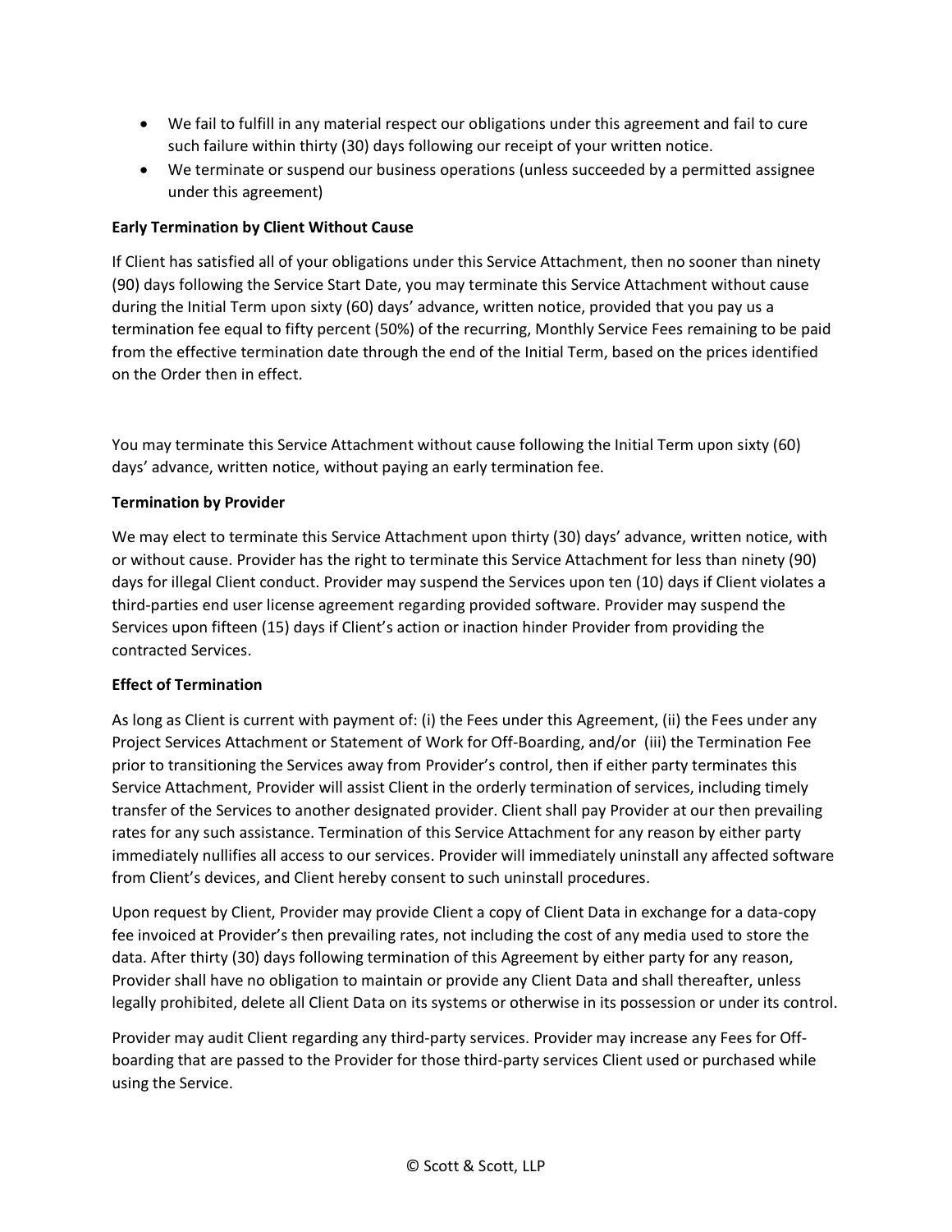- We fail to fulfill in any material respect our obligations under this agreement and fail to cure such failure within thirty (30) days following our receipt of your written notice.
- We terminate or suspend our business operations (unless succeeded by a permitted assignee under this agreement)

**Early Termination by Client Without Cause**

If Client has satisfied all of your obligations under this Service Attachment, then no sooner than ninety (90) days following the Service Start Date, you may terminate this Service Attachment without cause during the Initial Term upon sixty (60) days' advance, written notice, provided that you pay us a termination fee equal to fifty percent (50%) of the recurring, Monthly Service Fees remaining to be paid from the effective termination date through the end of the Initial Term, based on the prices identified on the Order then in effect.

You may terminate this Service Attachment without cause following the Initial Term upon sixty (60) days' advance, written notice, without paying an early termination fee.

**Termination by Provider**

We may elect to terminate this Service Attachment upon thirty (30) days' advance, written notice, with or without cause. Provider has the right to terminate this Service Attachment for less than ninety (90) days for illegal Client conduct. Provider may suspend the Services upon ten (10) days if Client violates a third-parties end user license agreement regarding provided software. Provider may suspend the Services upon fifteen (15) days if Client's action or inaction hinder Provider from providing the contracted Services.

**Effect of Termination**

As long as Client is current with payment of: (i) the Fees under this Agreement, (ii) the Fees under any Project Services Attachment or Statement of Work for Off-Boarding, and/or (iii) the Termination Fee prior to transitioning the Services away from Provider's control, then if either party terminates this Service Attachment, Provider will assist Client in the orderly termination of services, including timely transfer of the Services to another designated provider. Client shall pay Provider at our then prevailing rates for any such assistance. Termination of this Service Attachment for any reason by either party immediately nullifies all access to our services. Provider will immediately uninstall any affected software from Client's devices, and Client hereby consent to such uninstall procedures.

Upon request by Client, Provider may provide Client a copy of Client Data in exchange for a data-copy fee invoiced at Provider's then prevailing rates, not including the cost of any media used to store the data. After thirty (30) days following termination of this Agreement by either party for any reason, Provider shall have no obligation to maintain or provide any Client Data and shall thereafter, unless legally prohibited, delete all Client Data on its systems or otherwise in its possession or under its control.

Provider may audit Client regarding any third-party services. Provider may increase any Fees for Off-boarding that are passed to the Provider for those third-party services Client used or purchased while using the Service.

© Scott & Scott, LLP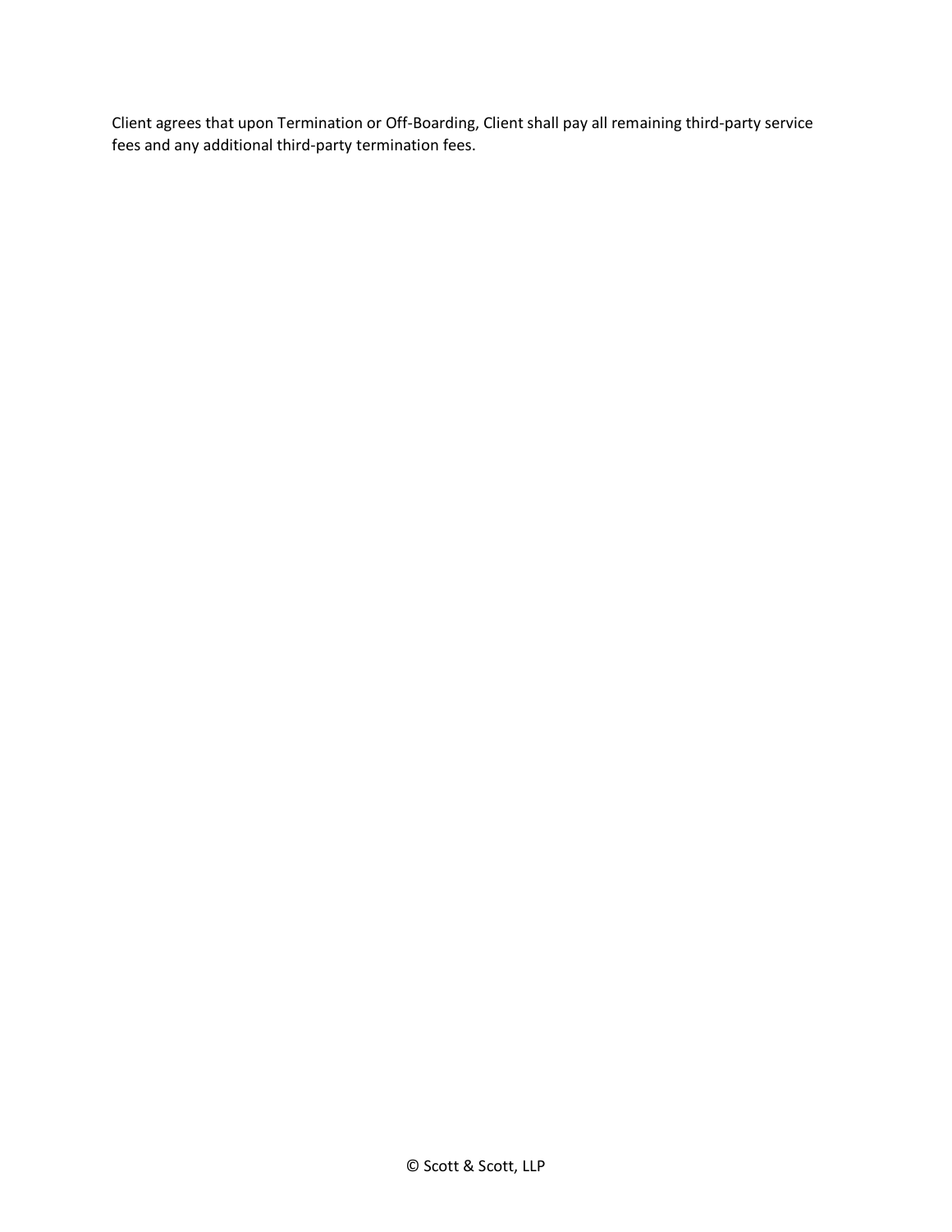Client agrees that upon Termination or Off-Boarding, Client shall pay all remaining third-party service fees and any additional third-party termination fees.